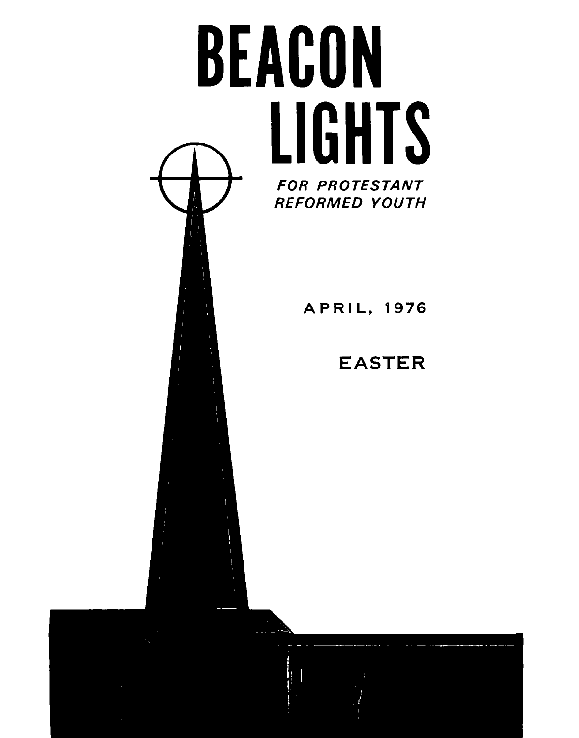# BEACON LIGHTS

*FOR PROTESTANT REFORMED YOUTH*

APRIL, 1976

EASTER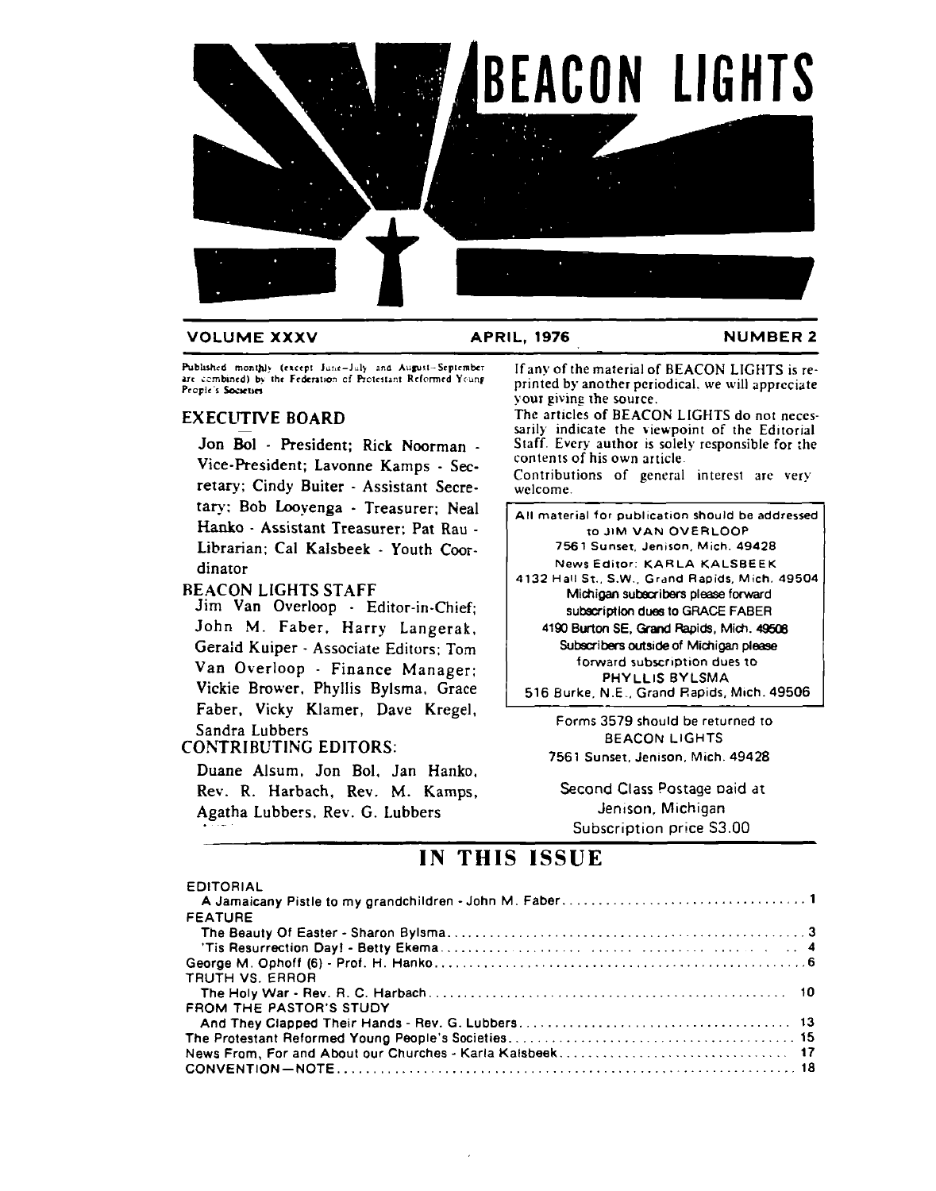# BEACON LIGHTS

VOLUME XXXV — APRIL, 1976 — NUMBER 2

Published monthly (except June–July and August–September are combined) by the Federation of Protestant Reformed Young People's Societies

## EXECUTIVE BOARD

Jon Bol - President; Rick Noorman - Vice-President; Lavonne Kamps - Secretary; Cindy Buiter - Assistant Secretary; Bob Looyenga - Treasurer; Neal Hanko - Assistant Treasurer; Pat Rau - Librarian; Cal Kalsbeek - Youth Coordinator

## BEACON LIGHTS STAFF

Jim Van Overloop - Editor-in-Chief; John M. Faber, Harry Langerak, Gerald Kuiper - Associate Editors; Tom Van Overloop - Finance Manager; Vickie Brower, Phyllis Bylsma, Grace Faber, Vicky Klamer, Dave Kregel, Sandra Lubbers

## CONTRIBUTING EDITORS:

Duane Alsum, Jon Bol, Jan Hanko, Rev. R. Harbach, Rev. M. Kamps, Agatha Lubbers, Rev. G. Lubbers

If any of the material of BEACON LIGHTS is reprinted by another periodical, we will appreciate your giving the source.

The articles of BEACON LIGHTS do not necessarily indicate the viewpoint of the Editorial Staff. Every author is solely responsible for the contents of his own article.

Contributions of general interest are very welcome.

All material for publication should be addressed to JIM VAN OVERLOOP
7561 Sunset, Jenison, Mich. 49428
News Editor: KARLA KALSBEEK
4132 Hall St., S.W., Grand Rapids, Mich. 49504
Michigan subscribers please forward subscription dues to GRACE FABER
4190 Burton SE, Grand Rapids, Mich. 49506
Subscribers outside of Michigan please forward subscription dues to
PHYLLIS BYLSMA
516 Burke, N.E., Grand Rapids, Mich. 49506

Forms 3579 should be returned to
BEACON LIGHTS
7561 Sunset, Jenison, Mich. 49428

Second Class Postage paid at
Jenison, Michigan
Subscription price $3.00

## IN THIS ISSUE

EDITORIAL
- A Jamaicany Pistle to my grandchildren - John M. Faber .......... 1

FEATURE
- The Beauty Of Easter - Sharon Bylsma .......... 3
- 'Tis Resurrection Day! - Betty Ekema .......... 4

George M. Ophoff (6) - Prof. H. Hanko .......... 6

TRUTH VS. ERROR
- The Holy War - Rev. R. C. Harbach .......... 10

FROM THE PASTOR'S STUDY
- And They Clapped Their Hands - Rev. G. Lubbers .......... 13

The Protestant Reformed Young People's Societies .......... 15

News From, For and About our Churches - Karla Kalsbeek .......... 17

CONVENTION—NOTE .......... 18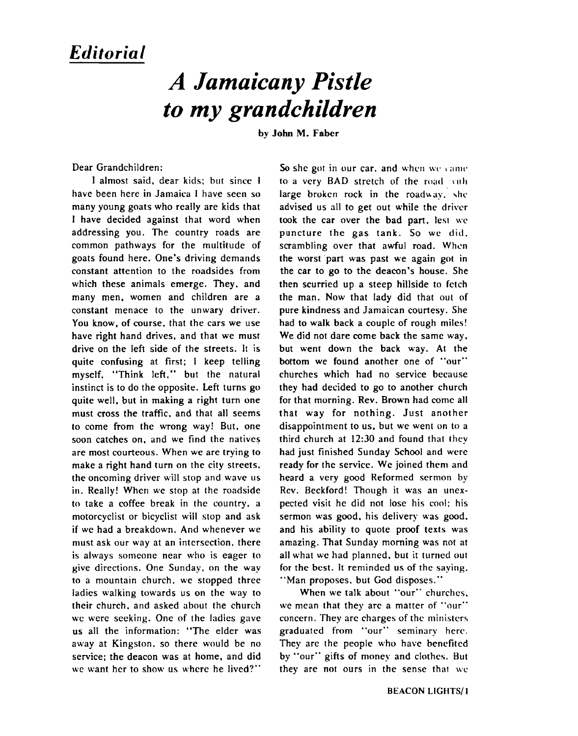## *Editorial*

# *A Jamaicany Pistle to my grandchildren*

**by John M. Faber**

Dear Grandchildren:

I almost said, dear kids; but since I have been here in Jamaica I have seen so many young goats who really are kids that I have decided against that word when addressing you. The country roads are common pathways for the multitude of goats found here. One's driving demands constant attention to the roadsides from which these animals emerge. They, and many men, women and children are a constant menace to the unwary driver. You know, of course, that the cars we use have right hand drives, and that we must drive on the left side of the streets. It is quite confusing at first; I keep telling myself, "Think left," but the natural instinct is to do the opposite. Left turns go quite well, but in making a right turn one must cross the traffic, and that all seems to come from the wrong way! But, one soon catches on, and we find the natives are most courteous. When we are trying to make a right hand turn on the city streets, the oncoming driver will stop and wave us in. Really! When we stop at the roadside to take a coffee break in the country, a motorcyclist or bicyclist will stop and ask if we had a breakdown. And whenever we must ask our way at an intersection, there is always someone near who is eager to give directions. One Sunday, on the way to a mountain church, we stopped three ladies walking towards us on the way to their church, and asked about the church we were seeking. One of the ladies gave us all the information: "The elder was away at Kingston, so there would be no service; the deacon was at home, and did we want her to show us where he lived?" So she got in our car, and when we came to a very BAD stretch of the road with large broken rock in the roadway, she advised us all to get out while the driver took the car over the bad part, lest we puncture the gas tank. So we did, scrambling over that awful road. When the worst part was past we again got in the car to go to the deacon's house. She then scurried up a steep hillside to fetch the man. Now that lady did that out of pure kindness and Jamaican courtesy. She had to walk back a couple of rough miles! We did not dare come back the same way, but went down the back way. At the bottom we found another one of "our" churches which had no service because they had decided to go to another church for that morning. Rev. Brown had come all that way for nothing. Just another disappointment to us, but we went on to a third church at 12:30 and found that they had just finished Sunday School and were ready for the service. We joined them and heard a very good Reformed sermon by Rev. Beckford! Though it was an unexpected visit he did not lose his cool; his sermon was good, his delivery was good, and his ability to quote proof texts was amazing. That Sunday morning was not at all what we had planned, but it turned out for the best. It reminded us of the saying, "Man proposes, but God disposes."

When we talk about "our" churches, we mean that they are a matter of "our" concern. They are charges of the ministers graduated from "our" seminary here. They are the people who have benefited by "our" gifts of money and clothes. But they are not ours in the sense that we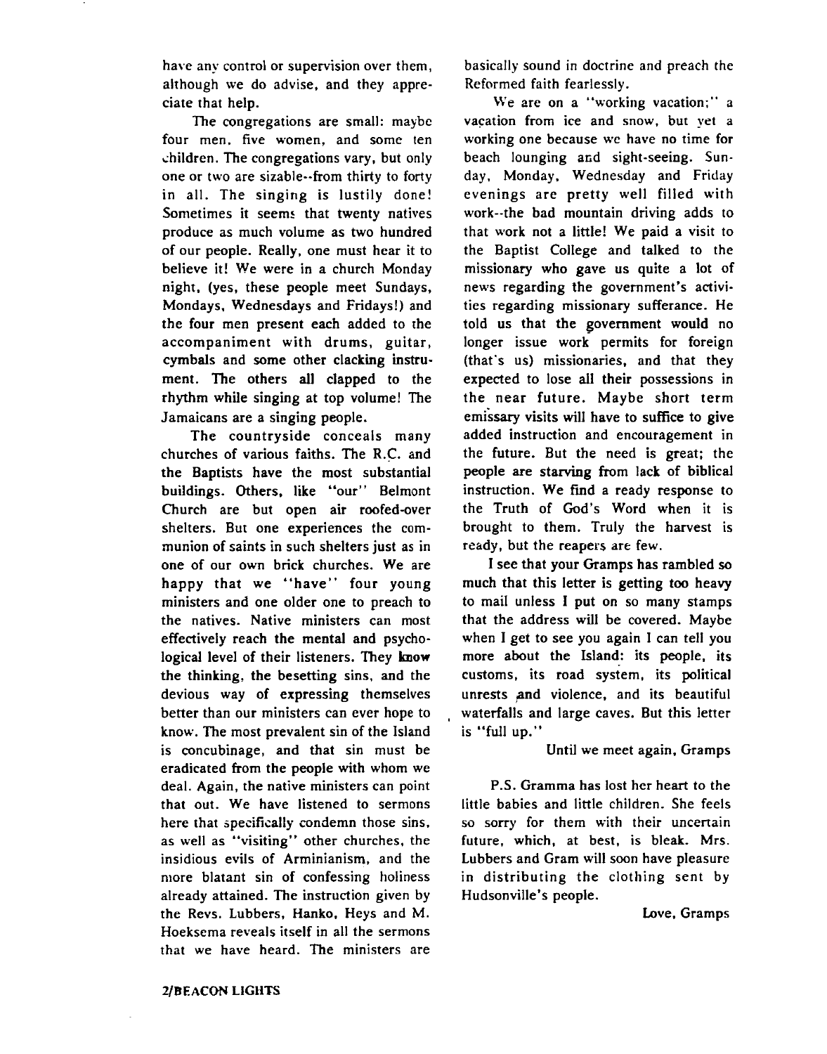have any control or supervision over them, although we do advise, and they appreciate that help.

The congregations are small: maybe four men, five women, and some ten children. The congregations vary, but only one or two are sizable--from thirty to forty in all. The singing is lustily done! Sometimes it seems that twenty natives produce as much volume as two hundred of our people. Really, one must hear it to believe it! We were in a church Monday night, (yes, these people meet Sundays, Mondays, Wednesdays and Fridays!) and the four men present each added to the accompaniment with drums, guitar, cymbals and some other clacking instrument. The others all clapped to the rhythm while singing at top volume! The Jamaicans are a singing people.

The countryside conceals many churches of various faiths. The R.C. and the Baptists have the most substantial buildings. Others, like "our" Belmont Church are but open air roofed-over shelters. But one experiences the communion of saints in such shelters just as in one of our own brick churches. We are happy that we "have" four young ministers and one older one to preach to the natives. Native ministers can most effectively reach the mental and psychological level of their listeners. They know the thinking, the besetting sins, and the devious way of expressing themselves better than our ministers can ever hope to know. The most prevalent sin of the Island is concubinage, and that sin must be eradicated from the people with whom we deal. Again, the native ministers can point that out. We have listened to sermons here that specifically condemn those sins, as well as "visiting" other churches, the insidious evils of Arminianism, and the more blatant sin of confessing holiness already attained. The instruction given by the Revs. Lubbers, Hanko, Heys and M. Hoeksema reveals itself in all the sermons that we have heard. The ministers are basically sound in doctrine and preach the Reformed faith fearlessly.

We are on a "working vacation;" a vacation from ice and snow, but yet a working one because we have no time for beach lounging and sight-seeing. Sunday, Monday, Wednesday and Friday evenings are pretty well filled with work--the bad mountain driving adds to that work not a little! We paid a visit to the Baptist College and talked to the missionary who gave us quite a lot of news regarding the government's activities regarding missionary sufferance. He told us that the government would no longer issue work permits for foreign (that's us) missionaries, and that they expected to lose all their possessions in the near future. Maybe short term emissary visits will have to suffice to give added instruction and encouragement in the future. But the need is great; the people are starving from lack of biblical instruction. We find a ready response to the Truth of God's Word when it is brought to them. Truly the harvest is ready, but the reapers are few.

I see that your Gramps has rambled so much that this letter is getting too heavy to mail unless I put on so many stamps that the address will be covered. Maybe when I get to see you again I can tell you more about the Island: its people, its customs, its road system, its political unrests and violence, and its beautiful waterfalls and large caves. But this letter is "full up."

Until we meet again, Gramps

P.S. Gramma has lost her heart to the little babies and little children. She feels so sorry for them with their uncertain future, which, at best, is bleak. Mrs. Lubbers and Gram will soon have pleasure in distributing the clothing sent by Hudsonville's people.

Love, Gramps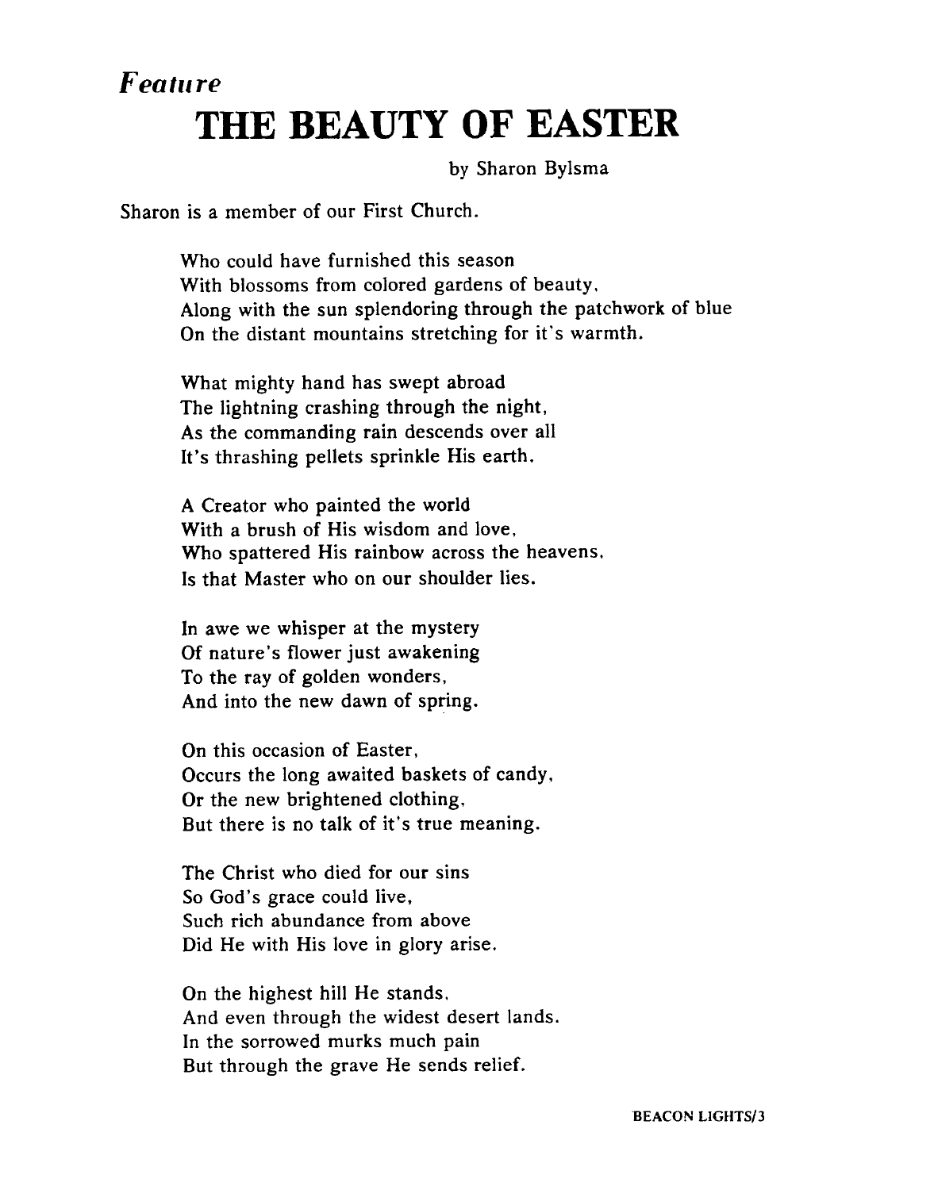*Feature*

# THE BEAUTY OF EASTER

by Sharon Bylsma

Sharon is a member of our First Church.

Who could have furnished this season
With blossoms from colored gardens of beauty,
Along with the sun splendoring through the patchwork of blue
On the distant mountains stretching for it's warmth.

What mighty hand has swept abroad
The lightning crashing through the night,
As the commanding rain descends over all
It's thrashing pellets sprinkle His earth.

A Creator who painted the world
With a brush of His wisdom and love,
Who spattered His rainbow across the heavens,
Is that Master who on our shoulder lies.

In awe we whisper at the mystery
Of nature's flower just awakening
To the ray of golden wonders,
And into the new dawn of spring.

On this occasion of Easter,
Occurs the long awaited baskets of candy,
Or the new brightened clothing,
But there is no talk of it's true meaning.

The Christ who died for our sins
So God's grace could live,
Such rich abundance from above
Did He with His love in glory arise.

On the highest hill He stands,
And even through the widest desert lands.
In the sorrowed murks much pain
But through the grave He sends relief.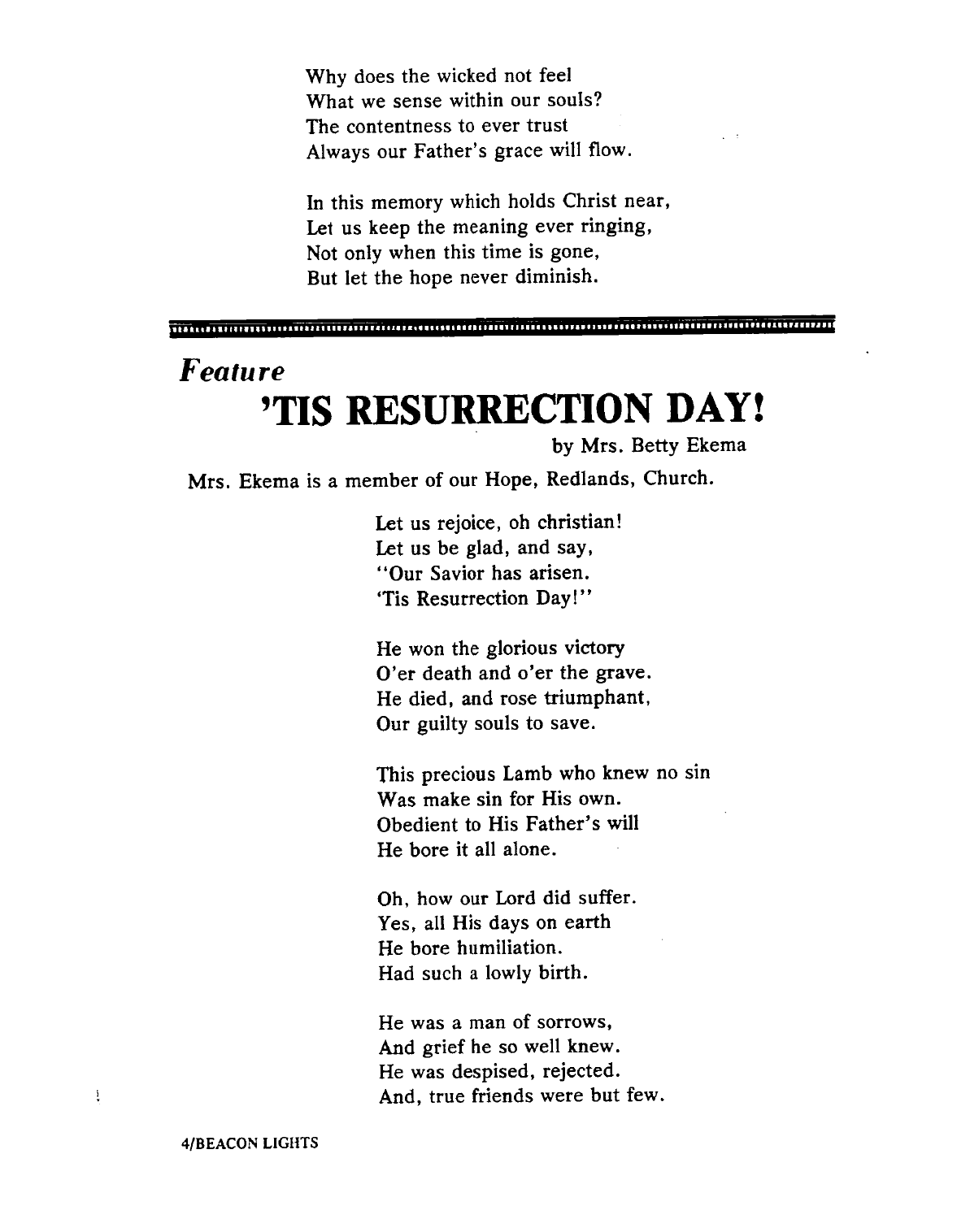Why does the wicked not feel
What we sense within our souls?
The contentness to ever trust
Always our Father's grace will flow.

In this memory which holds Christ near,
Let us keep the meaning ever ringing,
Not only when this time is gone,
But let the hope never diminish.

---

*Feature*

# 'TIS RESURRECTION DAY!

by Mrs. Betty Ekema

Mrs. Ekema is a member of our Hope, Redlands, Church.

Let us rejoice, oh christian!
Let us be glad, and say,
"Our Savior has arisen.
'Tis Resurrection Day!"

He won the glorious victory
O'er death and o'er the grave.
He died, and rose triumphant,
Our guilty souls to save.

This precious Lamb who knew no sin
Was make sin for His own.
Obedient to His Father's will
He bore it all alone.

Oh, how our Lord did suffer.
Yes, all His days on earth
He bore humiliation.
Had such a lowly birth.

He was a man of sorrows,
And grief he so well knew.
He was despised, rejected.
And, true friends were but few.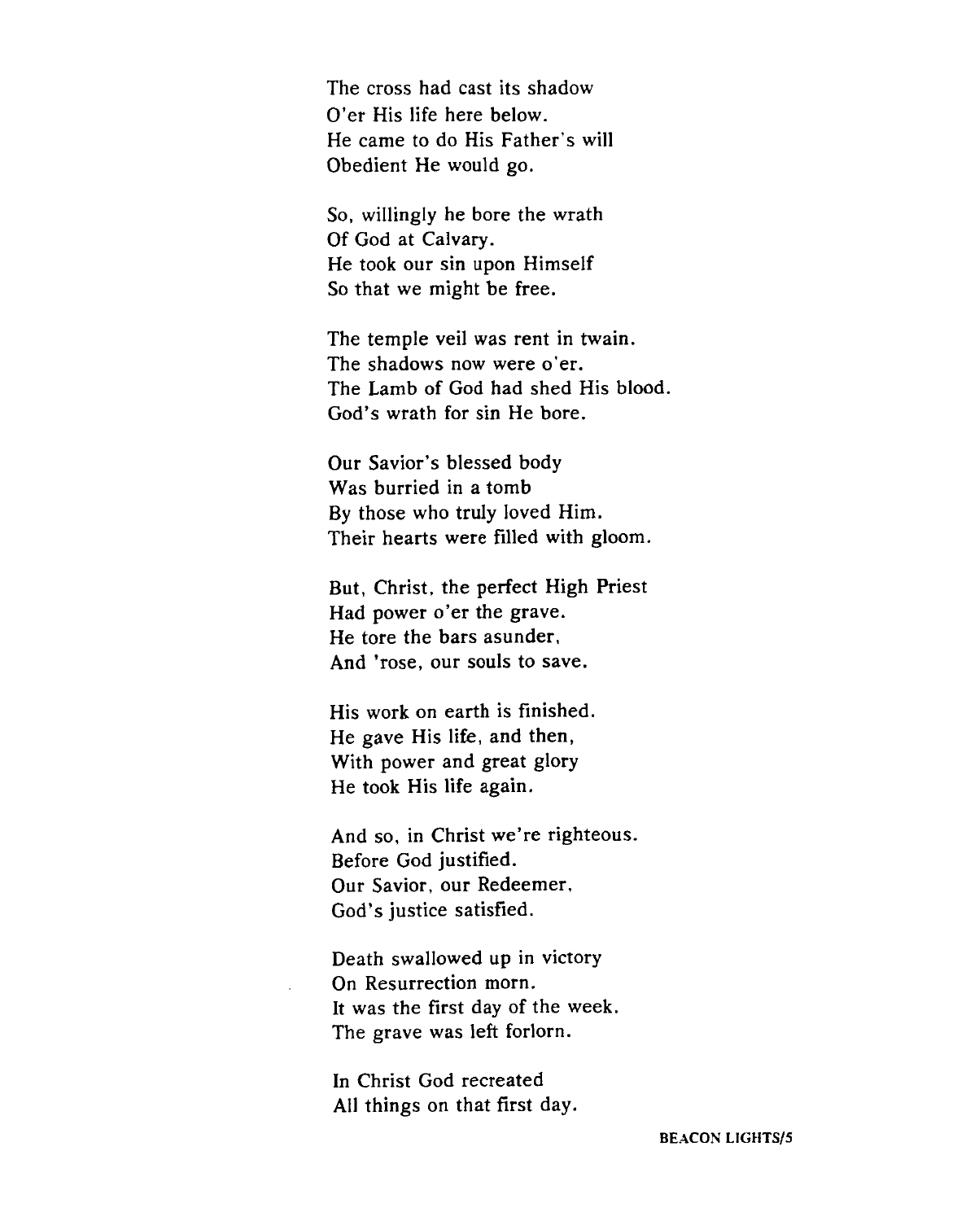The cross had cast its shadow
O'er His life here below.
He came to do His Father's will
Obedient He would go.

So, willingly he bore the wrath
Of God at Calvary.
He took our sin upon Himself
So that we might be free.

The temple veil was rent in twain.
The shadows now were o'er.
The Lamb of God had shed His blood.
God's wrath for sin He bore.

Our Savior's blessed body
Was burried in a tomb
By those who truly loved Him.
Their hearts were filled with gloom.

But, Christ, the perfect High Priest
Had power o'er the grave.
He tore the bars asunder,
And 'rose, our souls to save.

His work on earth is finished.
He gave His life, and then,
With power and great glory
He took His life again.

And so, in Christ we're righteous.
Before God justified.
Our Savior, our Redeemer,
God's justice satisfied.

Death swallowed up in victory
On Resurrection morn.
It was the first day of the week.
The grave was left forlorn.

In Christ God recreated
All things on that first day.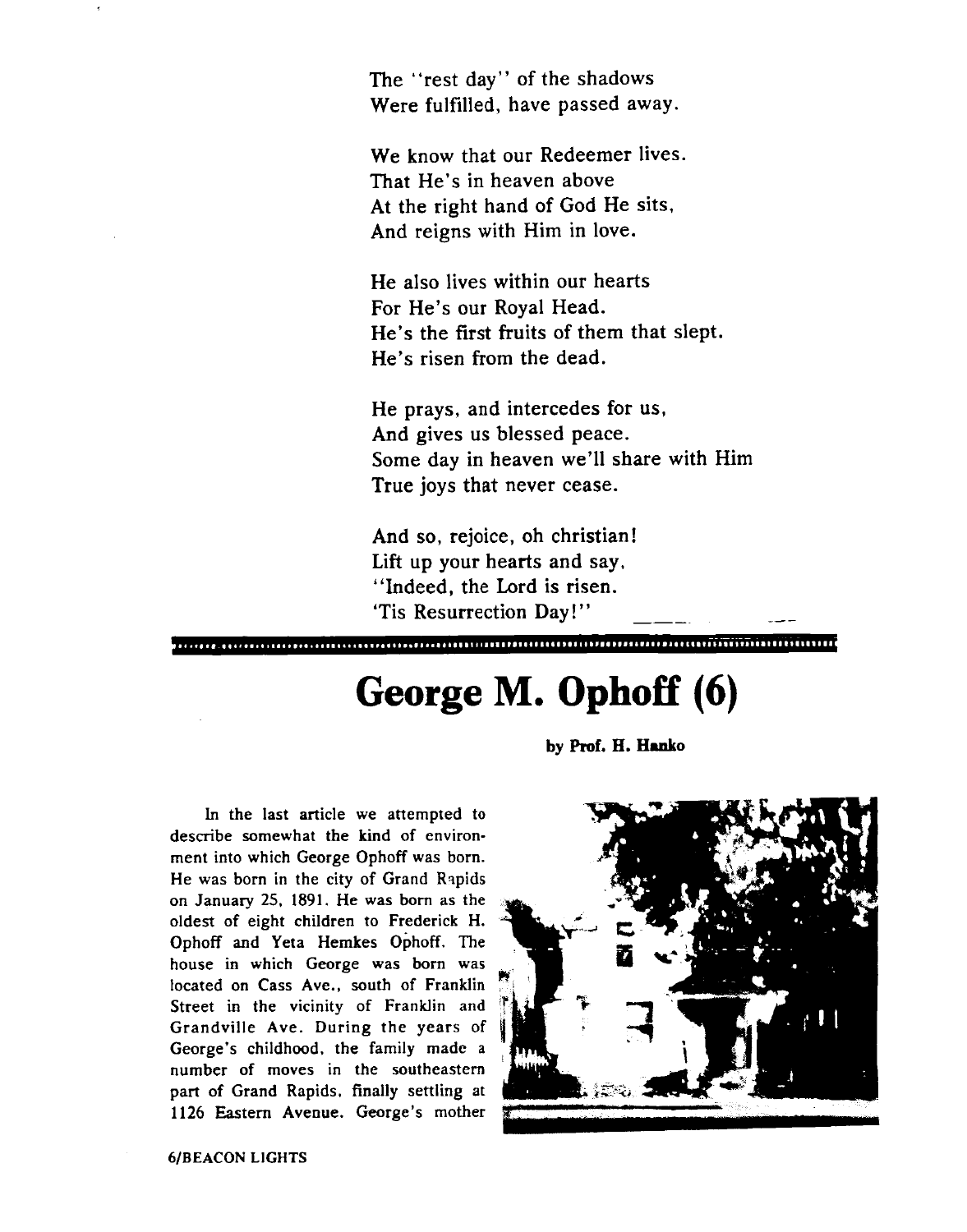The "rest day" of the shadows
Were fulfilled, have passed away.

We know that our Redeemer lives.
That He's in heaven above
At the right hand of God He sits,
And reigns with Him in love.

He also lives within our hearts
For He's our Royal Head.
He's the first fruits of them that slept.
He's risen from the dead.

He prays, and intercedes for us,
And gives us blessed peace.
Some day in heaven we'll share with Him
True joys that never cease.

And so, rejoice, oh christian!
Lift up your hearts and say,
"Indeed, the Lord is risen.
'Tis Resurrection Day!"

# George M. Ophoff (6)

**by Prof. H. Hanko**

In the last article we attempted to describe somewhat the kind of environment into which George Ophoff was born. He was born in the city of Grand Rapids on January 25, 1891. He was born as the oldest of eight children to Frederick H. Ophoff and Yeta Hemkes Ophoff. The house in which George was born was located on Cass Ave., south of Franklin Street in the vicinity of Franklin and Grandville Ave. During the years of George's childhood, the family made a number of moves in the southeastern part of Grand Rapids, finally settling at 1126 Eastern Avenue. George's mother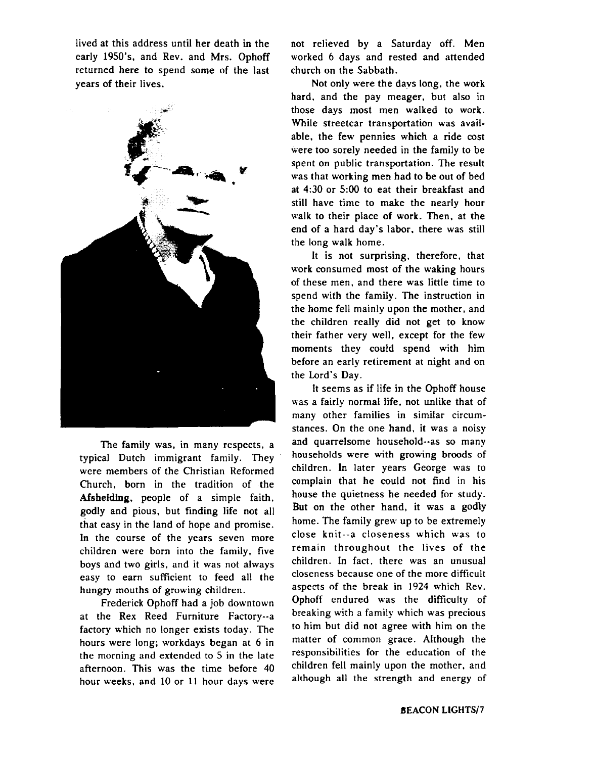lived at this address until her death in the early 1950's, and Rev. and Mrs. Ophoff returned here to spend some of the last years of their lives.

The family was, in many respects, a typical Dutch immigrant family. They were members of the Christian Reformed Church, born in the tradition of the **Afsheiding**, people of a simple faith, godly and pious, but finding life not all that easy in the land of hope and promise. In the course of the years seven more children were born into the family, five boys and two girls, and it was not always easy to earn sufficient to feed all the hungry mouths of growing children.

Frederick Ophoff had a job downtown at the Rex Reed Furniture Factory--a factory which no longer exists today. The hours were long; workdays began at 6 in the morning and extended to 5 in the late afternoon. This was the time before 40 hour weeks, and 10 or 11 hour days were not relieved by a Saturday off. Men worked 6 days and rested and attended church on the Sabbath.

Not only were the days long, the work hard, and the pay meager, but also in those days most men walked to work. While streetcar transportation was available, the few pennies which a ride cost were too sorely needed in the family to be spent on public transportation. The result was that working men had to be out of bed at 4:30 or 5:00 to eat their breakfast and still have time to make the nearly hour walk to their place of work. Then, at the end of a hard day's labor, there was still the long walk home.

It is not surprising, therefore, that work consumed most of the waking hours of these men, and there was little time to spend with the family. The instruction in the home fell mainly upon the mother, and the children really did not get to know their father very well, except for the few moments they could spend with him before an early retirement at night and on the Lord's Day.

It seems as if life in the Ophoff house was a fairly normal life, not unlike that of many other families in similar circumstances. On the one hand, it was a noisy and quarrelsome household--as so many households were with growing broods of children. In later years George was to complain that he could not find in his house the quietness he needed for study. But on the other hand, it was a godly home. The family grew up to be extremely close knit--a closeness which was to remain throughout the lives of the children. In fact, there was an unusual closeness because one of the more difficult aspects of the break in 1924 which Rev. Ophoff endured was the difficulty of breaking with a family which was precious to him but did not agree with him on the matter of common grace. Although the responsibilities for the education of the children fell mainly upon the mother, and although all the strength and energy of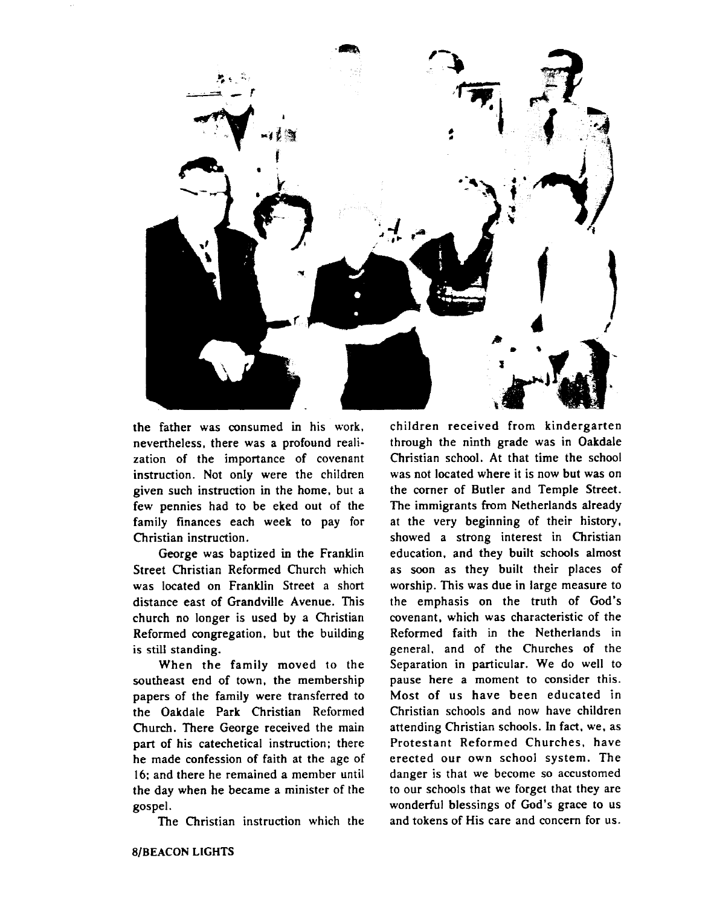the father was consumed in his work, nevertheless, there was a profound realization of the importance of covenant instruction. Not only were the children given such instruction in the home, but a few pennies had to be eked out of the family finances each week to pay for Christian instruction.

George was baptized in the Franklin Street Christian Reformed Church which was located on Franklin Street a short distance east of Grandville Avenue. This church no longer is used by a Christian Reformed congregation, but the building is still standing.

When the family moved to the southeast end of town, the membership papers of the family were transferred to the Oakdale Park Christian Reformed Church. There George received the main part of his catechetical instruction; there he made confession of faith at the age of 16; and there he remained a member until the day when he became a minister of the gospel.

The Christian instruction which the children received from kindergarten through the ninth grade was in Oakdale Christian school. At that time the school was not located where it is now but was on the corner of Butler and Temple Street. The immigrants from Netherlands already at the very beginning of their history, showed a strong interest in Christian education, and they built schools almost as soon as they built their places of worship. This was due in large measure to the emphasis on the truth of God's covenant, which was characteristic of the Reformed faith in the Netherlands in general, and of the Churches of the Separation in particular. We do well to pause here a moment to consider this. Most of us have been educated in Christian schools and now have children attending Christian schools. In fact, we, as Protestant Reformed Churches, have erected our own school system. The danger is that we become so accustomed to our schools that we forget that they are wonderful blessings of God's grace to us and tokens of His care and concern for us.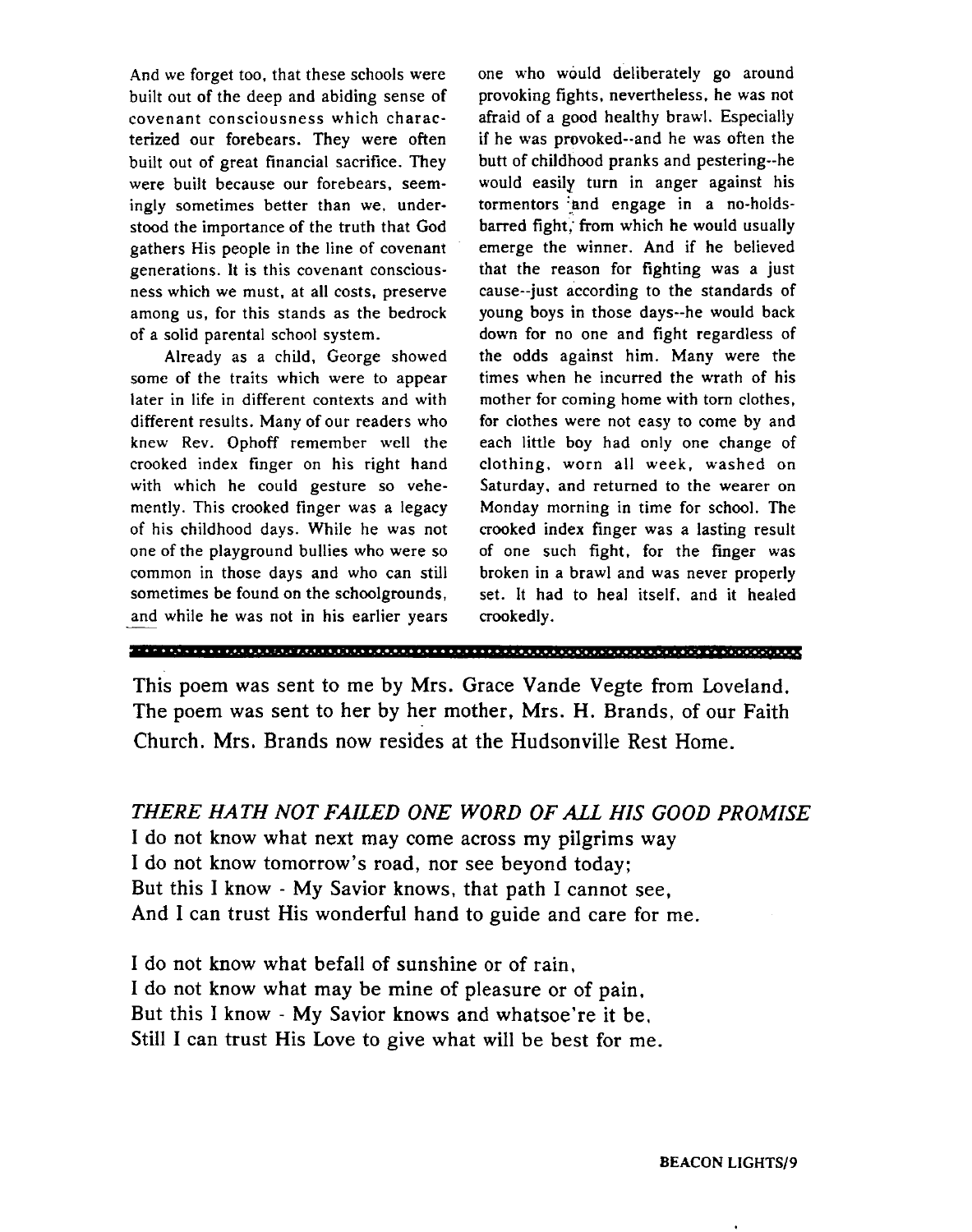And we forget too, that these schools were built out of the deep and abiding sense of covenant consciousness which characterized our forebears. They were often built out of great financial sacrifice. They were built because our forebears, seemingly sometimes better than we, understood the importance of the truth that God gathers His people in the line of covenant generations. It is this covenant consciousness which we must, at all costs, preserve among us, for this stands as the bedrock of a solid parental school system.

Already as a child, George showed some of the traits which were to appear later in life in different contexts and with different results. Many of our readers who knew Rev. Ophoff remember well the crooked index finger on his right hand with which he could gesture so vehemently. This crooked finger was a legacy of his childhood days. While he was not one of the playground bullies who were so common in those days and who can still sometimes be found on the schoolgrounds, and while he was not in his earlier years one who would deliberately go around provoking fights, nevertheless, he was not afraid of a good healthy brawl. Especially if he was provoked--and he was often the butt of childhood pranks and pestering--he would easily turn in anger against his tormentors and engage in a no-holds-barred fight, from which he would usually emerge the winner. And if he believed that the reason for fighting was a just cause--just according to the standards of young boys in those days--he would back down for no one and fight regardless of the odds against him. Many were the times when he incurred the wrath of his mother for coming home with torn clothes, for clothes were not easy to come by and each little boy had only one change of clothing, worn all week, washed on Saturday, and returned to the wearer on Monday morning in time for school. The crooked index finger was a lasting result of one such fight, for the finger was broken in a brawl and was never properly set. It had to heal itself, and it healed crookedly.

---

This poem was sent to me by Mrs. Grace Vande Vegte from Loveland. The poem was sent to her by her mother, Mrs. H. Brands, of our Faith Church. Mrs. Brands now resides at the Hudsonville Rest Home.

*THERE HATH NOT FAILED ONE WORD OF ALL HIS GOOD PROMISE*

I do not know what next may come across my pilgrims way
I do not know tomorrow's road, nor see beyond today;
But this I know - My Savior knows, that path I cannot see,
And I can trust His wonderful hand to guide and care for me.

I do not know what befall of sunshine or of rain,
I do not know what may be mine of pleasure or of pain,
But this I know - My Savior knows and whatsoe're it be,
Still I can trust His Love to give what will be best for me.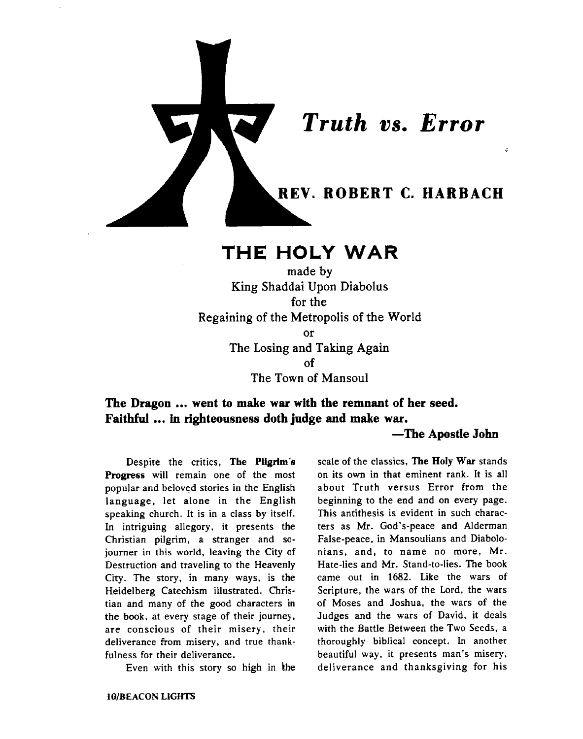# *Truth vs. Error*

## REV. ROBERT C. HARBACH

# THE HOLY WAR

made by
King Shaddai Upon Diabolus
for the
Regaining of the Metropolis of the World
or
The Losing and Taking Again
of
The Town of Mansoul

**The Dragon ... went to make war with the remnant of her seed.**
**Faithful ... in righteousness doth judge and make war.**

**—The Apostle John**

Despite the critics, **The Pilgrim's Progress** will remain one of the most popular and beloved stories in the English language, let alone in the English speaking church. It is in a class by itself. In intriguing allegory, it presents the Christian pilgrim, a stranger and sojourner in this world, leaving the City of Destruction and traveling to the Heavenly City. The story, in many ways, is the Heidelberg Catechism illustrated. Christian and many of the good characters in the book, at every stage of their journey, are conscious of their misery, their deliverance from misery, and true thankfulness for their deliverance.

Even with this story so high in the scale of the classics, **The Holy War** stands on its own in that eminent rank. It is all about Truth versus Error from the beginning to the end and on every page. This antithesis is evident in such characters as Mr. God's-peace and Alderman False-peace, in Mansoulians and Diabolonians, and, to name no more, Mr. Hate-lies and Mr. Stand-to-lies. The book came out in 1682. Like the wars of Scripture, the wars of the Lord, the wars of Moses and Joshua, the wars of the Judges and the wars of David, it deals with the Battle Between the Two Seeds, a thoroughly biblical concept. In another beautiful way, it presents man's misery, deliverance and thanksgiving for his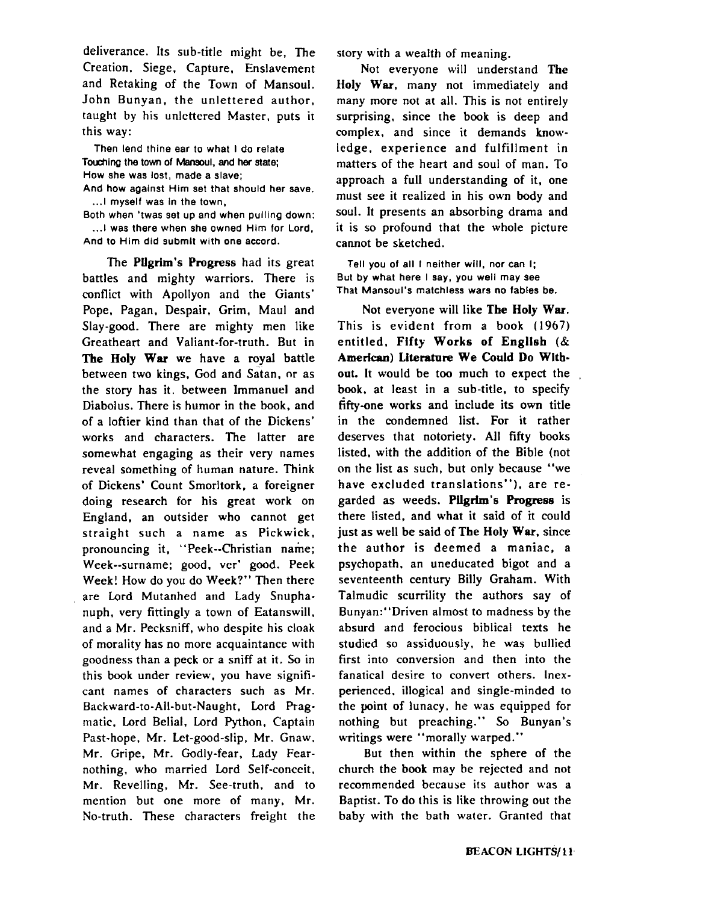deliverance. Its sub-title might be, The Creation, Siege, Capture, Enslavement and Retaking of the Town of Mansoul. John Bunyan, the unlettered author, taught by his unlettered Master, puts it this way:

> Then lend thine ear to what I do relate
> Touching the town of Mansoul, and her state;
> How she was lost, made a slave;
> And how against Him set that should her save.
> ...I myself was in the town,
> Both when 'twas set up and when pulling down:
> ...I was there when she owned Him for Lord,
> And to Him did submit with one accord.

The **Pilgrim's Progress** had its great battles and mighty warriors. There is conflict with Apollyon and the Giants' Pope, Pagan, Despair, Grim, Maul and Slay-good. There are mighty men like Greatheart and Valiant-for-truth. But in **The Holy War** we have a royal battle between two kings, God and Satan, or as the story has it, between Immanuel and Diabolus. There is humor in the book, and of a loftier kind than that of the Dickens' works and characters. The latter are somewhat engaging as their very names reveal something of human nature. Think of Dickens' Count Smorltork, a foreigner doing research for his great work on England, an outsider who cannot get straight such a name as Pickwick, pronouncing it, "Peek--Christian name; Week--surname; good, ver' good. Peek Week! How do you do Week?" Then there are Lord Mutanhed and Lady Snuphanuph, very fittingly a town of Eatanswill, and a Mr. Pecksniff, who despite his cloak of morality has no more acquaintance with goodness than a peck or a sniff at it. So in this book under review, you have significant names of characters such as Mr. Backward-to-All-but-Naught, Lord Pragmatic, Lord Belial, Lord Python, Captain Past-hope, Mr. Let-good-slip, Mr. Gnaw, Mr. Gripe, Mr. Godly-fear, Lady Fear-nothing, who married Lord Self-conceit, Mr. Revelling, Mr. See-truth, and to mention but one more of many, Mr. No-truth. These characters freight the story with a wealth of meaning.

Not everyone will understand **The Holy War**, many not immediately and many more not at all. This is not entirely surprising, since the book is deep and complex, and since it demands knowledge, experience and fulfillment in matters of the heart and soul of man. To approach a full understanding of it, one must see it realized in his own body and soul. It presents an absorbing drama and it is so profound that the whole picture cannot be sketched.

> Tell you of all I neither will, nor can I;
> But by what here I say, you well may see
> That Mansoul's matchless wars no fables be.

Not everyone will like **The Holy War**. This is evident from a book (1967) entitled, **Fifty Works of English (& American) Literature We Could Do Without.** It would be too much to expect the book, at least in a sub-title, to specify fifty-one works and include its own title in the condemned list. For it rather deserves that notoriety. All fifty books listed, with the addition of the Bible (not on the list as such, but only because "we have excluded translations"), are regarded as weeds. **Pilgrim's Progress** is there listed, and what it said of it could just as well be said of **The Holy War**, since the author is deemed a maniac, a psychopath, an uneducated bigot and a seventeenth century Billy Graham. With Talmudic scurrility the authors say of Bunyan:"Driven almost to madness by the absurd and ferocious biblical texts he studied so assiduously, he was bullied first into conversion and then into the fanatical desire to convert others. Inexperienced, illogical and single-minded to the point of lunacy, he was equipped for nothing but preaching." So Bunyan's writings were "morally warped."

But then within the sphere of the church the book may be rejected and not recommended because its author was a Baptist. To do this is like throwing out the baby with the bath water. Granted that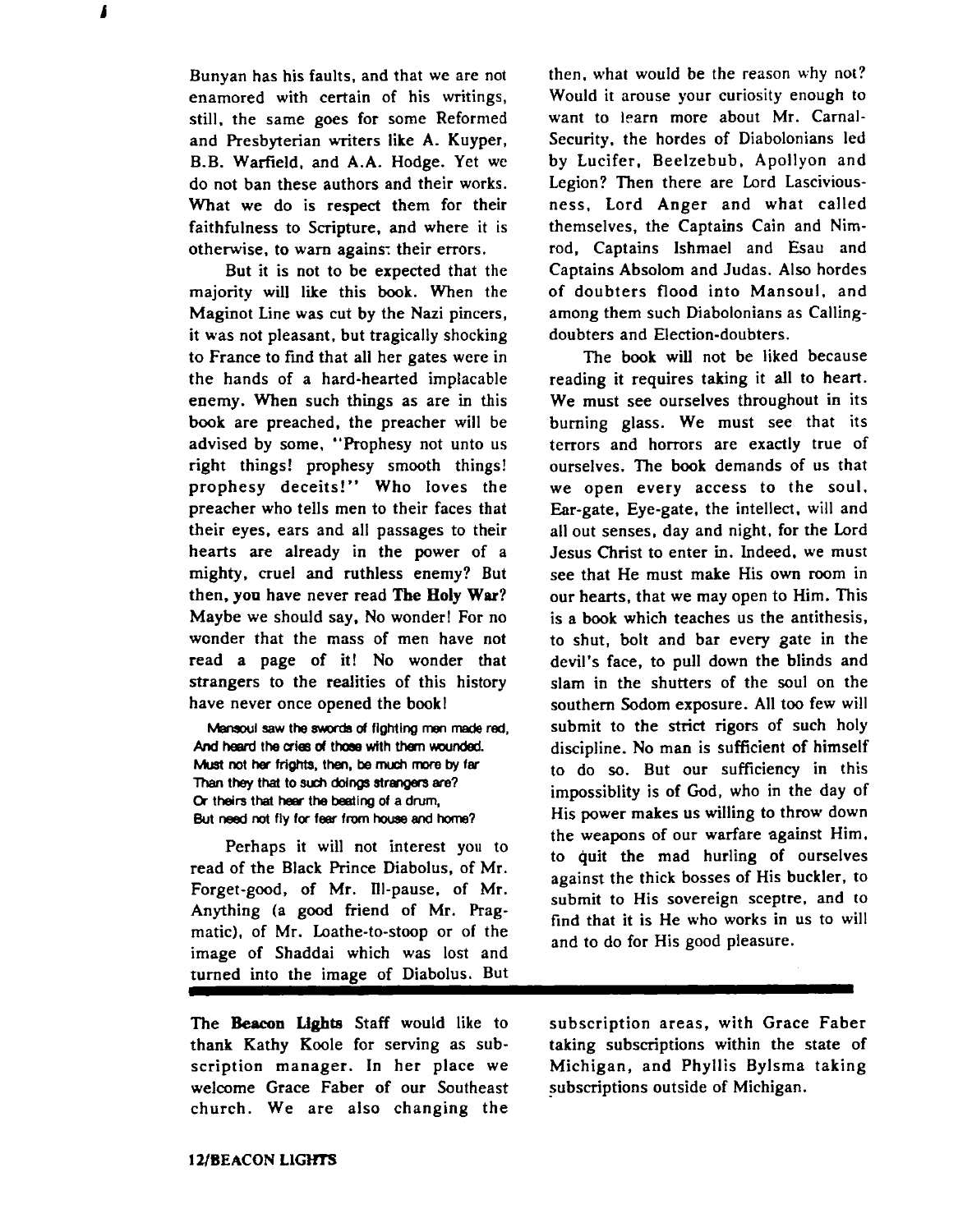Bunyan has his faults, and that we are not enamored with certain of his writings, still, the same goes for some Reformed and Presbyterian writers like A. Kuyper, B.B. Warfield, and A.A. Hodge. Yet we do not ban these authors and their works. What we do is respect them for their faithfulness to Scripture, and where it is otherwise, to warn against their errors.

But it is not to be expected that the majority will like this book. When the Maginot Line was cut by the Nazi pincers, it was not pleasant, but tragically shocking to France to find that all her gates were in the hands of a hard-hearted implacable enemy. When such things as are in this book are preached, the preacher will be advised by some, "Prophesy not unto us right things! prophesy smooth things! prophesy deceits!" Who loves the preacher who tells men to their faces that their eyes, ears and all passages to their hearts are already in the power of a mighty, cruel and ruthless enemy? But then, you have never read **The Holy War**? Maybe we should say, No wonder! For no wonder that the mass of men have not read a page of it! No wonder that strangers to the realities of this history have never once opened the book!

> Mansoul saw the swords of fighting men made red,
> And heard the cries of those with them wounded.
> Must not her frights, then, be much more by far
> Than they that to such doings strangers are?
> Or theirs that hear the beating of a drum,
> But need not fly for fear from house and home?

Perhaps it will not interest you to read of the Black Prince Diabolus, of Mr. Forget-good, of Mr. Ill-pause, of Mr. Anything (a good friend of Mr. Pragmatic), of Mr. Loathe-to-stoop or of the image of Shaddai which was lost and turned into the image of Diabolus. But then, what would be the reason why not? Would it arouse your curiosity enough to want to learn more about Mr. Carnal-Security, the hordes of Diabolonians led by Lucifer, Beelzebub, Apollyon and Legion? Then there are Lord Lasciviousness, Lord Anger and what called themselves, the Captains Cain and Nimrod, Captains Ishmael and Esau and Captains Absolom and Judas. Also hordes of doubters flood into Mansoul, and among them such Diabolonians as Calling-doubters and Election-doubters.

The book will not be liked because reading it requires taking it all to heart. We must see ourselves throughout in its burning glass. We must see that its terrors and horrors are exactly true of ourselves. The book demands of us that we open every access to the soul, Ear-gate, Eye-gate, the intellect, will and all out senses, day and night, for the Lord Jesus Christ to enter in. Indeed, we must see that He must make His own room in our hearts, that we may open to Him. This is a book which teaches us the antithesis, to shut, bolt and bar every gate in the devil's face, to pull down the blinds and slam in the shutters of the soul on the southern Sodom exposure. All too few will submit to the strict rigors of such holy discipline. No man is sufficient of himself to do so. But our sufficiency in this impossiblity is of God, who in the day of His power makes us willing to throw down the weapons of our warfare against Him, to quit the mad hurling of ourselves against the thick bosses of His buckler, to submit to His sovereign sceptre, and to find that it is He who works in us to will and to do for His good pleasure.

---

The **Beacon Lights** Staff would like to thank Kathy Koole for serving as subscription manager. In her place we welcome Grace Faber of our Southeast church. We are also changing the subscription areas, with Grace Faber taking subscriptions within the state of Michigan, and Phyllis Bylsma taking subscriptions outside of Michigan.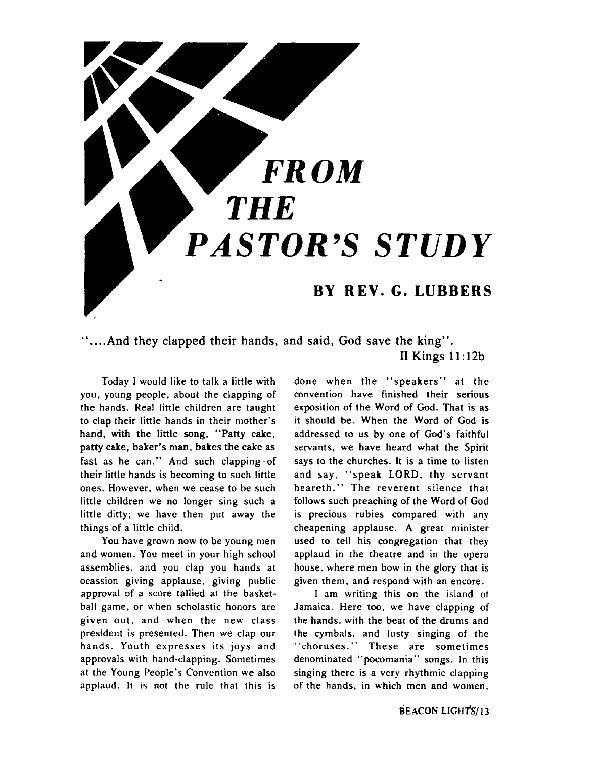# *FROM THE PASTOR'S STUDY*

## BY REV. G. LUBBERS

"....And they clapped their hands, and said, God save the king".

II Kings 11:12b

Today I would like to talk a little with you, young people, about the clapping of the hands. Real little children are taught to clap their little hands in their mother's hand, with the little song, "Patty cake, patty cake, baker's man, bakes the cake as fast as he can." And such clapping of their little hands is becoming to such little ones. However, when we cease to be such little children we no longer sing such a little ditty; we have then put away the things of a little child.

You have grown now to be young men and women. You meet in your high school assemblies, and you clap you hands at ocassion giving applause, giving public approval of a score tallied at the basketball game, or when scholastic honors are given out, and when the new class president is presented. Then we clap our hands. Youth expresses its joys and approvals with hand-clapping. Sometimes at the Young People's Convention we also applaud. It is not the rule that this is done when the "speakers" at the convention have finished their serious exposition of the Word of God. That is as it should be. When the Word of God is addressed to us by one of God's faithful servants, we have heard what the Spirit says to the churches. It is a time to listen and say, "speak LORD, thy servant heareth." The reverent silence that follows such preaching of the Word of God is precious rubies compared with any cheapening applause. A great minister used to tell his congregation that they applaud in the theatre and in the opera house, where men bow in the glory that is given them, and respond with an encore.

I am writing this on the island of Jamaica. Here too, we have clapping of the hands, with the beat of the drums and the cymbals, and lusty singing of the "choruses." These are sometimes denominated "pocomania" songs. In this singing there is a very rhythmic clapping of the hands, in which men and women,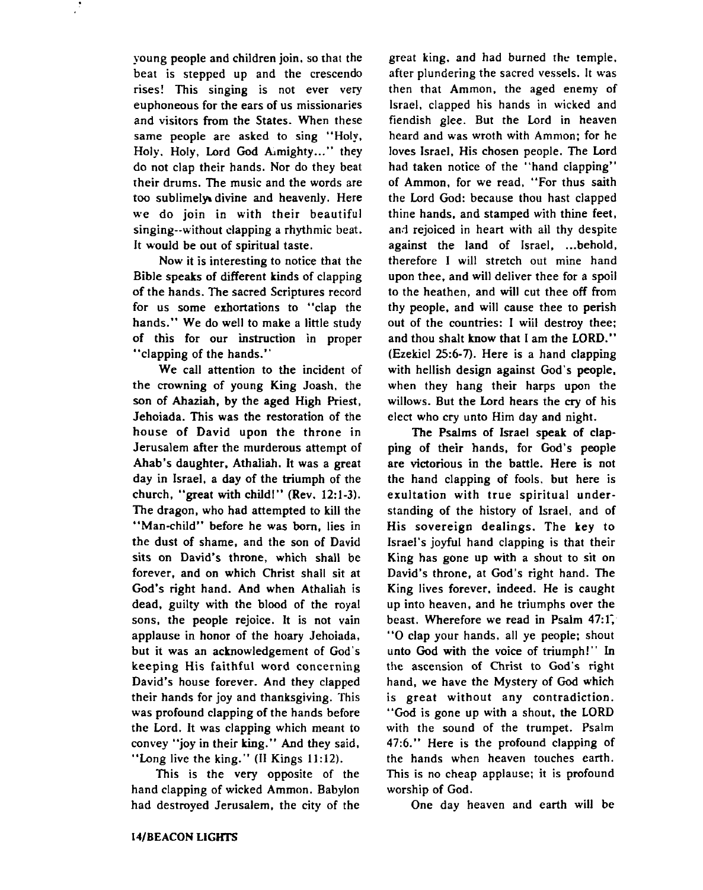young people and children join, so that the beat is stepped up and the crescendo rises! This singing is not ever very euphoneous for the ears of us missionaries and visitors from the States. When these same people are asked to sing "Holy, Holy, Holy, Lord God Almighty..." they do not clap their hands. Nor do they beat their drums. The music and the words are too sublimely divine and heavenly. Here we do join in with their beautiful singing--without clapping a rhythmic beat. It would be out of spiritual taste.

Now it is interesting to notice that the Bible speaks of different kinds of clapping of the hands. The sacred Scriptures record for us some exhortations to "clap the hands." We do well to make a little study of this for our instruction in proper "clapping of the hands."

We call attention to the incident of the crowning of young King Joash, the son of Ahaziah, by the aged High Priest, Jehoiada. This was the restoration of the house of David upon the throne in Jerusalem after the murderous attempt of Ahab's daughter, Athaliah. It was a great day in Israel, a day of the triumph of the church, "great with child!" (Rev. 12:1-3). The dragon, who had attempted to kill the "Man-child" before he was born, lies in the dust of shame, and the son of David sits on David's throne, which shall be forever, and on which Christ shall sit at God's right hand. And when Athaliah is dead, guilty with the blood of the royal sons, the people rejoice. It is not vain applause in honor of the hoary Jehoiada, but it was an acknowledgement of God's keeping His faithful word concerning David's house forever. And they clapped their hands for joy and thanksgiving. This was profound clapping of the hands before the Lord. It was clapping which meant to convey "joy in their king." And they said, "Long live the king." (II Kings 11:12).

This is the very opposite of the hand clapping of wicked Ammon. Babylon had destroyed Jerusalem, the city of the great king, and had burned the temple, after plundering the sacred vessels. It was then that Ammon, the aged enemy of Israel, clapped his hands in wicked and fiendish glee. But the Lord in heaven heard and was wroth with Ammon; for he loves Israel, His chosen people. The Lord had taken notice of the "hand clapping" of Ammon, for we read, "For thus saith the Lord God: because thou hast clapped thine hands, and stamped with thine feet, and rejoiced in heart with all thy despite against the land of Israel, ...behold, therefore I will stretch out mine hand upon thee, and will deliver thee for a spoil to the heathen, and will cut thee off from thy people, and will cause thee to perish out of the countries: I will destroy thee; and thou shalt know that I am the LORD." (Ezekiel 25:6-7). Here is a hand clapping with hellish design against God's people, when they hang their harps upon the willows. But the Lord hears the cry of his elect who cry unto Him day and night.

The Psalms of Israel speak of clapping of their hands, for God's people are victorious in the battle. Here is not the hand clapping of fools, but here is exultation with true spiritual understanding of the history of Israel, and of His sovereign dealings. The key to Israel's joyful hand clapping is that their King has gone up with a shout to sit on David's throne, at God's right hand. The King lives forever, indeed. He is caught up into heaven, and he triumphs over the beast. Wherefore we read in Psalm 47:1, "O clap your hands, all ye people; shout unto God with the voice of triumph!" In the ascension of Christ to God's right hand, we have the Mystery of God which is great without any contradiction. "God is gone up with a shout, the LORD with the sound of the trumpet. Psalm 47:6." Here is the profound clapping of the hands when heaven touches earth. This is no cheap applause; it is profound worship of God.

One day heaven and earth will be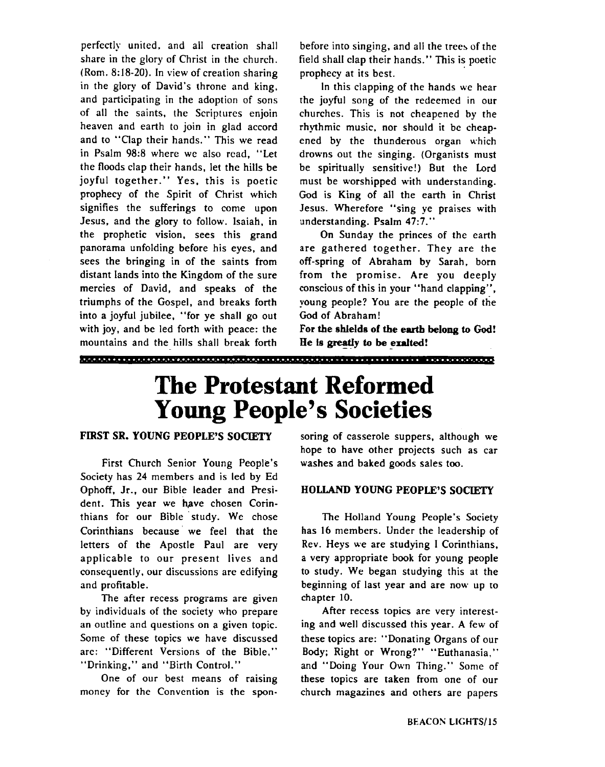perfectly united, and all creation shall share in the glory of Christ in the church. (Rom. 8:18-20). In view of creation sharing in the glory of David's throne and king, and participating in the adoption of sons of all the saints, the Scriptures enjoin heaven and earth to join in glad accord and to "Clap their hands." This we read in Psalm 98:8 where we also read, "Let the floods clap their hands, let the hills be joyful together." Yes, this is poetic prophecy of the Spirit of Christ which signifies the sufferings to come upon Jesus, and the glory to follow. Isaiah, in the prophetic vision, sees this grand panorama unfolding before his eyes, and sees the bringing in of the saints from distant lands into the Kingdom of the sure mercies of David, and speaks of the triumphs of the Gospel, and breaks forth into a joyful jubilee, "for ye shall go out with joy, and be led forth with peace: the mountains and the hills shall break forth before into singing, and all the trees of the field shall clap their hands." This is poetic prophecy at its best.

In this clapping of the hands we hear the joyful song of the redeemed in our churches. This is not cheapened by the rhythmic music, nor should it be cheapened by the thunderous organ which drowns out the singing. (Organists must be spiritually sensitive!) But the Lord must be worshipped with understanding. God is King of all the earth in Christ Jesus. Wherefore "sing ye praises with understanding. Psalm 47:7."

On Sunday the princes of the earth are gathered together. They are the off-spring of Abraham by Sarah, born from the promise. Are you deeply conscious of this in your "hand clapping", young people? You are the people of the God of Abraham!

**For the shields of the earth belong to God! He is greatly to be exalted!**

# The Protestant Reformed Young People's Societies

### FIRST SR. YOUNG PEOPLE'S SOCIETY

First Church Senior Young People's Society has 24 members and is led by Ed Ophoff, Jr., our Bible leader and President. This year we have chosen Corinthians for our Bible study. We chose Corinthians because we feel that the letters of the Apostle Paul are very applicable to our present lives and consequently, our discussions are edifying and profitable.

The after recess programs are given by individuals of the society who prepare an outline and questions on a given topic. Some of these topics we have discussed are: "Different Versions of the Bible," "Drinking," and "Birth Control."

One of our best means of raising money for the Convention is the sponsoring of casserole suppers, although we hope to have other projects such as car washes and baked goods sales too.

### HOLLAND YOUNG PEOPLE'S SOCIETY

The Holland Young People's Society has 16 members. Under the leadership of Rev. Heys we are studying I Corinthians, a very appropriate book for young people to study. We began studying this at the beginning of last year and are now up to chapter 10.

After recess topics are very interesting and well discussed this year. A few of these topics are: "Donating Organs of our Body; Right or Wrong?" "Euthanasia," and "Doing Your Own Thing." Some of these topics are taken from one of our church magazines and others are papers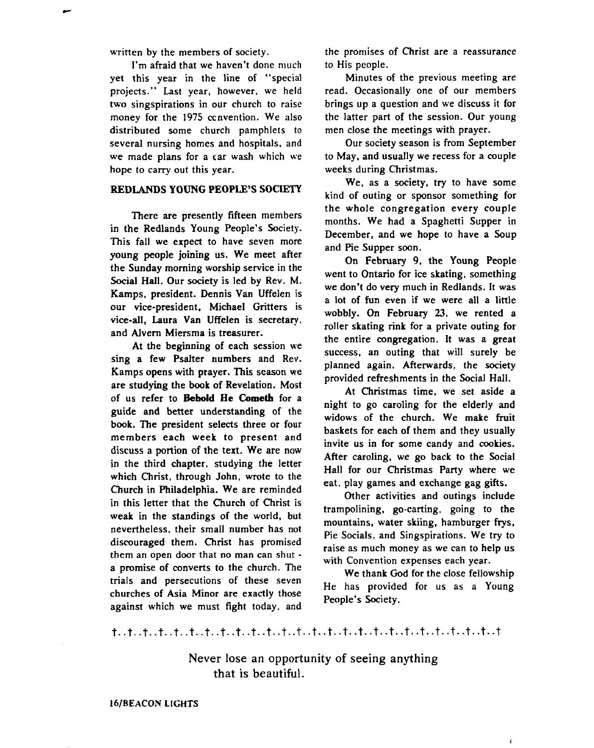written by the members of society.

I'm afraid that we haven't done much yet this year in the line of "special projects." Last year, however, we held two singspirations in our church to raise money for the 1975 convention. We also distributed some church pamphlets to several nursing homes and hospitals, and we made plans for a car wash which we hope to carry out this year.

## REDLANDS YOUNG PEOPLE'S SOCIETY

There are presently fifteen members in the Redlands Young People's Society. This fall we expect to have seven more young people joining us. We meet after the Sunday morning worship service in the Social Hall. Our society is led by Rev. M. Kamps, president. Dennis Van Uffelen is our vice-president, Michael Gritters is vice-all, Laura Van Uffelen is secretary, and Alvern Miersma is treasurer.

At the beginning of each session we sing a few Psalter numbers and Rev. Kamps opens with prayer. This season we are studying the book of Revelation. Most of us refer to **Behold He Cometh** for a guide and better understanding of the book. The president selects three or four members each week to present and discuss a portion of the text. We are now in the third chapter, studying the letter which Christ, through John, wrote to the Church in Philadelphia. We are reminded in this letter that the Church of Christ is weak in the standings of the world, but nevertheless, their small number has not discouraged them. Christ has promised them an open door that no man can shut - a promise of converts to the church. The trials and persecutions of these seven churches of Asia Minor are exactly those against which we must fight today, and the promises of Christ are a reassurance to His people.

Minutes of the previous meeting are read. Occasionally one of our members brings up a question and we discuss it for the latter part of the session. Our young men close the meetings with prayer.

Our society season is from September to May, and usually we recess for a couple weeks during Christmas.

We, as a society, try to have some kind of outing or sponsor something for the whole congregation every couple months. We had a Spaghetti Supper in December, and we hope to have a Soup and Pie Supper soon.

On February 9, the Young People went to Ontario for ice skating, something we don't do very much in Redlands. It was a lot of fun even if we were all a little wobbly. On February 23, we rented a roller skating rink for a private outing for the entire congregation. It was a great success, an outing that will surely be planned again. Afterwards, the society provided refreshments in the Social Hall.

At Christmas time, we set aside a night to go caroling for the elderly and widows of the church. We make fruit baskets for each of them and they usually invite us in for some candy and cookies. After caroling, we go back to the Social Hall for our Christmas Party where we eat, play games and exchange gag gifts.

Other activities and outings include trampolining, go-carting, going to the mountains, water skiing, hamburger frys, Pie Socials, and Singspirations. We try to raise as much money as we can to help us with Convention expenses each year.

We thank God for the close fellowship He has provided for us as a Young People's Society.

t..t..t..t..t..t..t..t..t..t..t..t..t..t..t..t..t..t..t..t..t..t..t..t..t..t..t..t..t

Never lose an opportunity of seeing anything that is beautiful.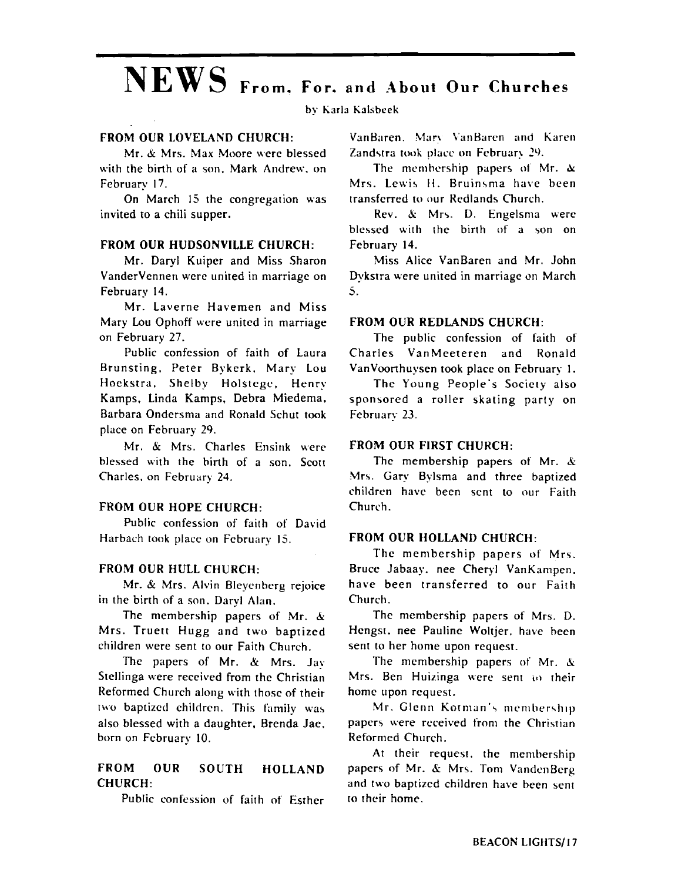# NEWS From, For, and About Our Churches

by Karla Kalsbeek

**FROM OUR LOVELAND CHURCH:**

Mr. & Mrs. Max Moore were blessed with the birth of a son, Mark Andrew, on February 17.

On March 15 the congregation was invited to a chili supper.

**FROM OUR HUDSONVILLE CHURCH:**

Mr. Daryl Kuiper and Miss Sharon VanderVennen were united in marriage on February 14.

Mr. Laverne Havemen and Miss Mary Lou Ophoff were united in marriage on February 27.

Public confession of faith of Laura Brunsting, Peter Bykerk, Mary Lou Hoekstra, Shelby Holstege, Henry Kamps, Linda Kamps, Debra Miedema, Barbara Ondersma and Ronald Schut took place on February 29.

Mr. & Mrs. Charles Ensink were blessed with the birth of a son, Scott Charles, on February 24.

**FROM OUR HOPE CHURCH:**

Public confession of faith of David Harbach took place on February 15.

**FROM OUR HULL CHURCH:**

Mr. & Mrs. Alvin Bleyenberg rejoice in the birth of a son, Daryl Alan.

The membership papers of Mr. & Mrs. Truett Hugg and two baptized children were sent to our Faith Church.

The papers of Mr. & Mrs. Jay Stellinga were received from the Christian Reformed Church along with those of their two baptized children. This family was also blessed with a daughter, Brenda Jae, born on February 10.

**FROM OUR SOUTH HOLLAND CHURCH:**

Public confession of faith of Esther VanBaren, Mary VanBaren and Karen Zandstra took place on February 29.

The membership papers of Mr. & Mrs. Lewis H. Bruinsma have been transferred to our Redlands Church.

Rev. & Mrs. D. Engelsma were blessed with the birth of a son on February 14.

Miss Alice VanBaren and Mr. John Dykstra were united in marriage on March 5.

**FROM OUR REDLANDS CHURCH:**

The public confession of faith of Charles VanMeeteren and Ronald VanVoorthuysen took place on February 1.

The Young People's Society also sponsored a roller skating party on February 23.

**FROM OUR FIRST CHURCH:**

The membership papers of Mr. & Mrs. Gary Bylsma and three baptized children have been sent to our Faith Church.

**FROM OUR HOLLAND CHURCH:**

The membership papers of Mrs. Bruce Jabaay, nee Cheryl VanKampen, have been transferred to our Faith Church.

The membership papers of Mrs. D. Hengst, nee Pauline Woltjer, have been sent to her home upon request.

The membership papers of Mr. & Mrs. Ben Huizinga were sent to their home upon request.

Mr. Glenn Kotman's membership papers were received from the Christian Reformed Church.

At their request, the membership papers of Mr. & Mrs. Tom VandenBerg and two baptized children have been sent to their home.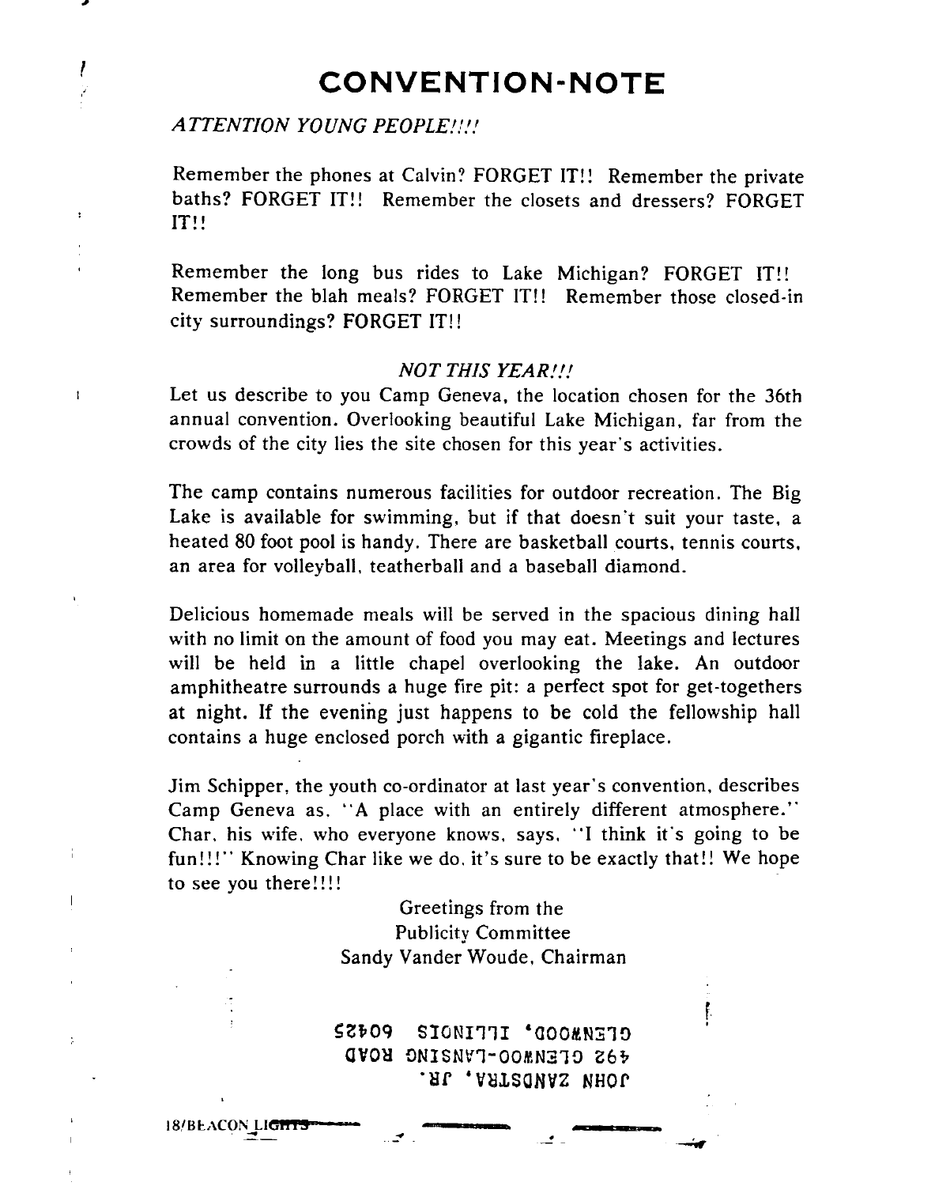# CONVENTION-NOTE

*ATTENTION YOUNG PEOPLE!!!!*

Remember the phones at Calvin? FORGET IT!! Remember the private baths? FORGET IT!! Remember the closets and dressers? FORGET IT!!

Remember the long bus rides to Lake Michigan? FORGET IT!! Remember the blah meals? FORGET IT!! Remember those closed-in city surroundings? FORGET IT!!

*NOT THIS YEAR!!!*

Let us describe to you Camp Geneva, the location chosen for the 36th annual convention. Overlooking beautiful Lake Michigan, far from the crowds of the city lies the site chosen for this year's activities.

The camp contains numerous facilities for outdoor recreation. The Big Lake is available for swimming, but if that doesn't suit your taste, a heated 80 foot pool is handy. There are basketball courts, tennis courts, an area for volleyball, teatherball and a baseball diamond.

Delicious homemade meals will be served in the spacious dining hall with no limit on the amount of food you may eat. Meetings and lectures will be held in a little chapel overlooking the lake. An outdoor amphitheatre surrounds a huge fire pit: a perfect spot for get-togethers at night. If the evening just happens to be cold the fellowship hall contains a huge enclosed porch with a gigantic fireplace.

Jim Schipper, the youth co-ordinator at last year's convention, describes Camp Geneva as, "A place with an entirely different atmosphere." Char, his wife, who everyone knows, says, "I think it's going to be fun!!!" Knowing Char like we do, it's sure to be exactly that!! We hope to see you there!!!!

Greetings from the
Publicity Committee
Sandy Vander Woude, Chairman

JOHN ZANDSTRA, JR.
493 GLENWOOD-LANSING ROAD
GLENWOOD, ILLINOIS 60425